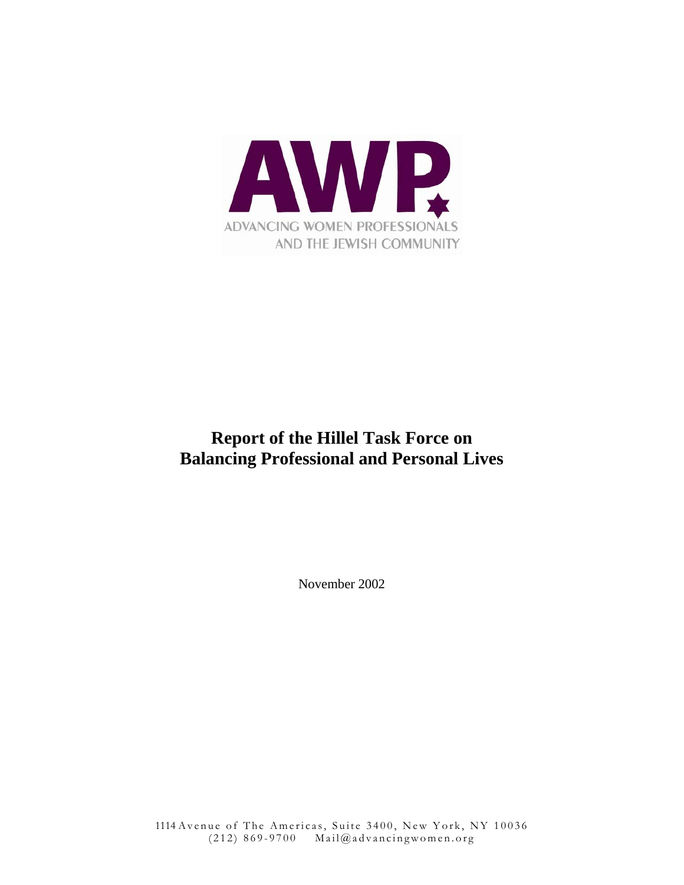AWP

ADVANCING WOMEN PROFESSIONALS AND THE JEWISH COMMUNITY

# Report of the Hillel Task Force on Balancing Professional and Personal Lives

November 2002

1114 Avenue of The Americas, Suite 3400, New York, NY 10036
(212) 869-9700 Mail@advancingwomen.org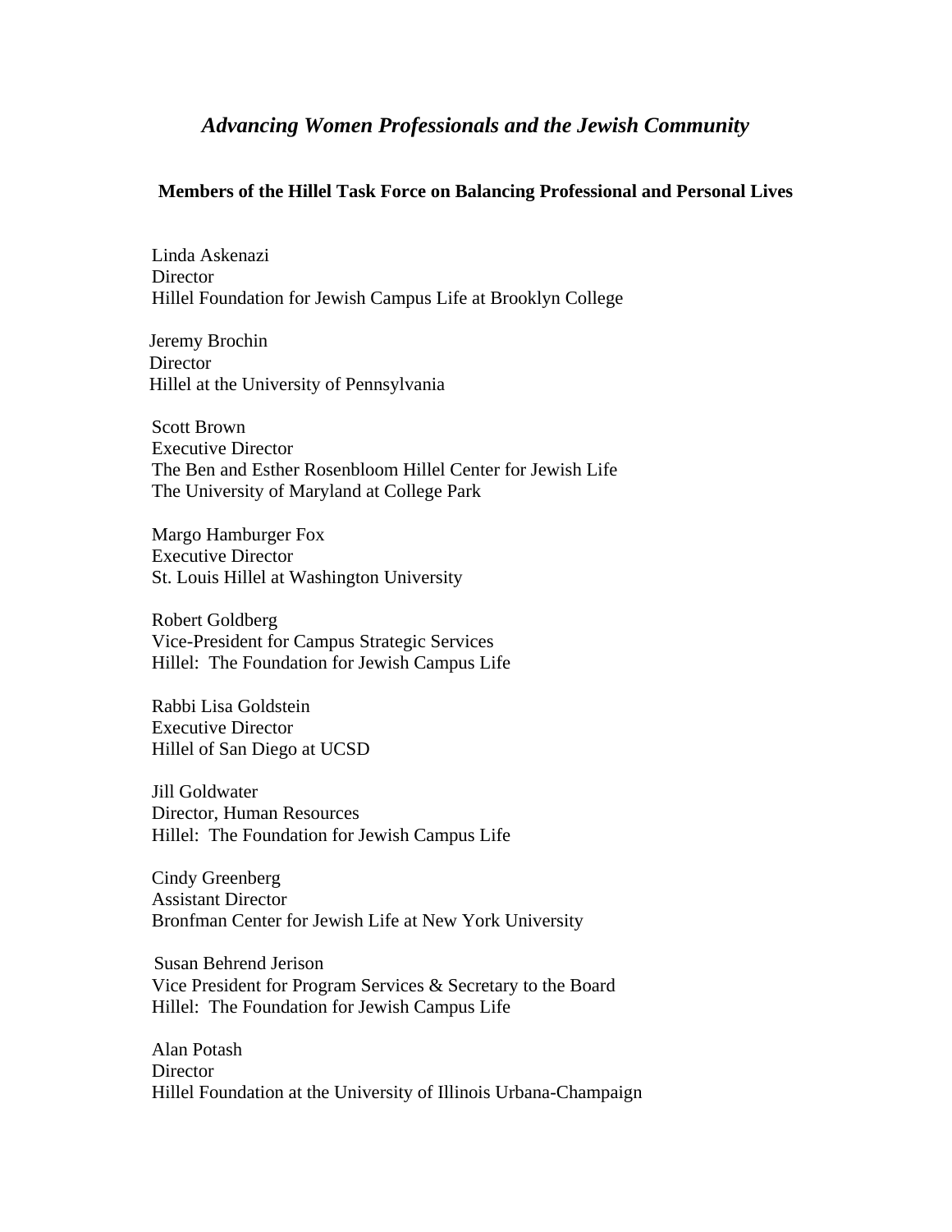## *Advancing Women Professionals and the Jewish Community*

### Members of the Hillel Task Force on Balancing Professional and Personal Lives

Linda Askenazi
Director
Hillel Foundation for Jewish Campus Life at Brooklyn College

Jeremy Brochin
Director
Hillel at the University of Pennsylvania

Scott Brown
Executive Director
The Ben and Esther Rosenbloom Hillel Center for Jewish Life
The University of Maryland at College Park

Margo Hamburger Fox
Executive Director
St. Louis Hillel at Washington University

Robert Goldberg
Vice-President for Campus Strategic Services
Hillel: The Foundation for Jewish Campus Life

Rabbi Lisa Goldstein
Executive Director
Hillel of San Diego at UCSD

Jill Goldwater
Director, Human Resources
Hillel: The Foundation for Jewish Campus Life

Cindy Greenberg
Assistant Director
Bronfman Center for Jewish Life at New York University

Susan Behrend Jerison
Vice President for Program Services & Secretary to the Board
Hillel: The Foundation for Jewish Campus Life

Alan Potash
Director
Hillel Foundation at the University of Illinois Urbana-Champaign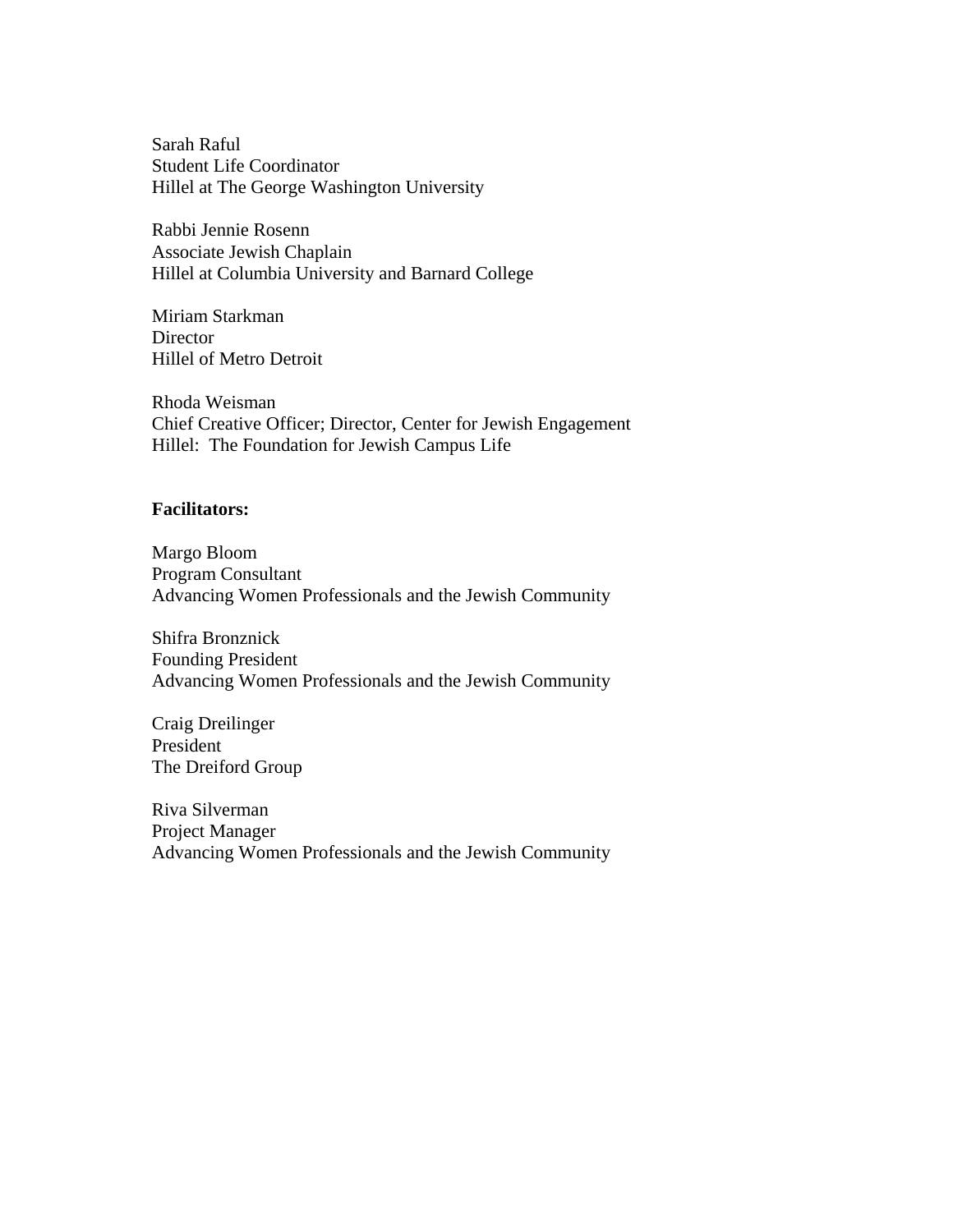Sarah Raful
Student Life Coordinator
Hillel at The George Washington University

Rabbi Jennie Rosenn
Associate Jewish Chaplain
Hillel at Columbia University and Barnard College

Miriam Starkman
Director
Hillel of Metro Detroit

Rhoda Weisman
Chief Creative Officer; Director, Center for Jewish Engagement
Hillel: The Foundation for Jewish Campus Life

**Facilitators:**

Margo Bloom
Program Consultant
Advancing Women Professionals and the Jewish Community

Shifra Bronznick
Founding President
Advancing Women Professionals and the Jewish Community

Craig Dreilinger
President
The Dreiford Group

Riva Silverman
Project Manager
Advancing Women Professionals and the Jewish Community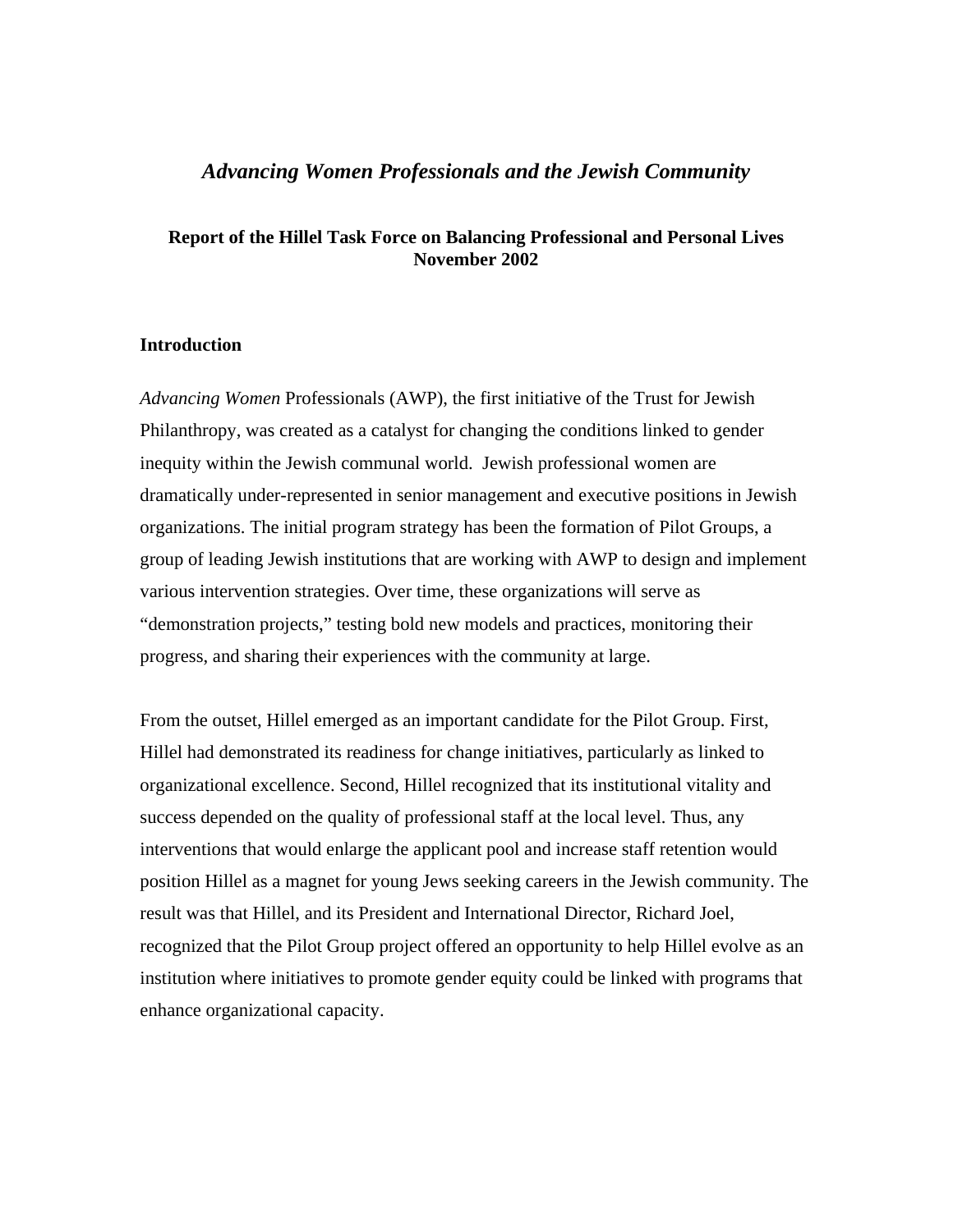# *Advancing Women Professionals and the Jewish Community*

**Report of the Hillel Task Force on Balancing Professional and Personal Lives**
**November 2002**

## Introduction

*Advancing Women* Professionals (AWP), the first initiative of the Trust for Jewish Philanthropy, was created as a catalyst for changing the conditions linked to gender inequity within the Jewish communal world. Jewish professional women are dramatically under-represented in senior management and executive positions in Jewish organizations. The initial program strategy has been the formation of Pilot Groups, a group of leading Jewish institutions that are working with AWP to design and implement various intervention strategies. Over time, these organizations will serve as "demonstration projects," testing bold new models and practices, monitoring their progress, and sharing their experiences with the community at large.

From the outset, Hillel emerged as an important candidate for the Pilot Group. First, Hillel had demonstrated its readiness for change initiatives, particularly as linked to organizational excellence. Second, Hillel recognized that its institutional vitality and success depended on the quality of professional staff at the local level. Thus, any interventions that would enlarge the applicant pool and increase staff retention would position Hillel as a magnet for young Jews seeking careers in the Jewish community. The result was that Hillel, and its President and International Director, Richard Joel, recognized that the Pilot Group project offered an opportunity to help Hillel evolve as an institution where initiatives to promote gender equity could be linked with programs that enhance organizational capacity.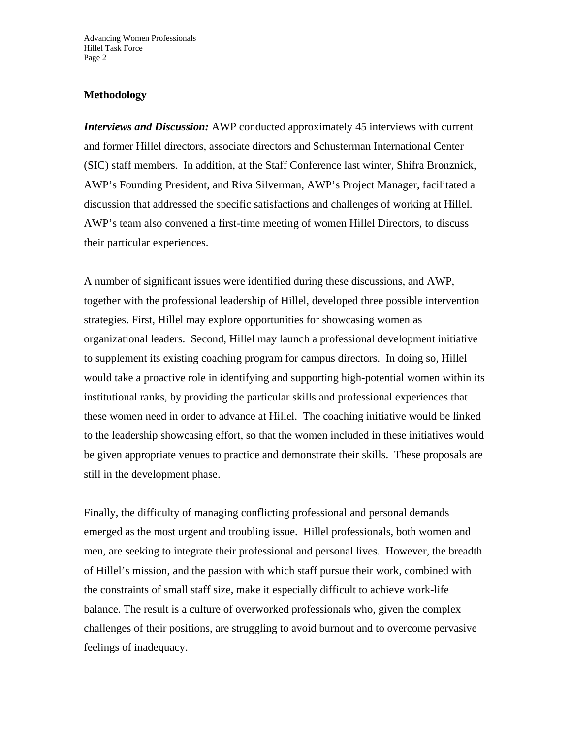## Methodology

***Interviews and Discussion:*** AWP conducted approximately 45 interviews with current and former Hillel directors, associate directors and Schusterman International Center (SIC) staff members. In addition, at the Staff Conference last winter, Shifra Bronznick, AWP's Founding President, and Riva Silverman, AWP's Project Manager, facilitated a discussion that addressed the specific satisfactions and challenges of working at Hillel. AWP's team also convened a first-time meeting of women Hillel Directors, to discuss their particular experiences.

A number of significant issues were identified during these discussions, and AWP, together with the professional leadership of Hillel, developed three possible intervention strategies. First, Hillel may explore opportunities for showcasing women as organizational leaders. Second, Hillel may launch a professional development initiative to supplement its existing coaching program for campus directors. In doing so, Hillel would take a proactive role in identifying and supporting high-potential women within its institutional ranks, by providing the particular skills and professional experiences that these women need in order to advance at Hillel. The coaching initiative would be linked to the leadership showcasing effort, so that the women included in these initiatives would be given appropriate venues to practice and demonstrate their skills. These proposals are still in the development phase.

Finally, the difficulty of managing conflicting professional and personal demands emerged as the most urgent and troubling issue. Hillel professionals, both women and men, are seeking to integrate their professional and personal lives. However, the breadth of Hillel's mission, and the passion with which staff pursue their work, combined with the constraints of small staff size, make it especially difficult to achieve work-life balance. The result is a culture of overworked professionals who, given the complex challenges of their positions, are struggling to avoid burnout and to overcome pervasive feelings of inadequacy.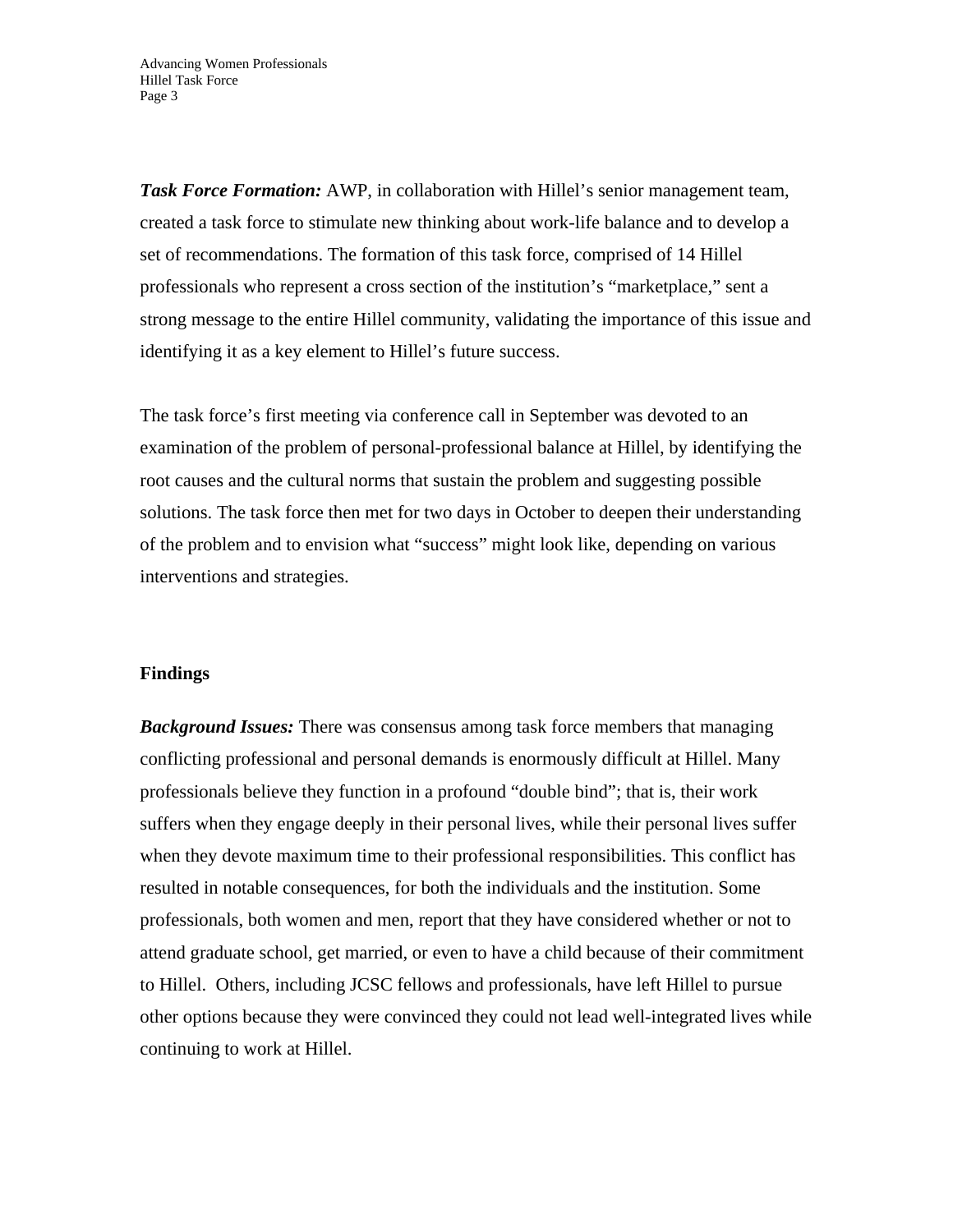***Task Force Formation:*** AWP, in collaboration with Hillel's senior management team, created a task force to stimulate new thinking about work-life balance and to develop a set of recommendations. The formation of this task force, comprised of 14 Hillel professionals who represent a cross section of the institution's "marketplace," sent a strong message to the entire Hillel community, validating the importance of this issue and identifying it as a key element to Hillel's future success.

The task force's first meeting via conference call in September was devoted to an examination of the problem of personal-professional balance at Hillel, by identifying the root causes and the cultural norms that sustain the problem and suggesting possible solutions. The task force then met for two days in October to deepen their understanding of the problem and to envision what "success" might look like, depending on various interventions and strategies.

## Findings

***Background Issues:*** There was consensus among task force members that managing conflicting professional and personal demands is enormously difficult at Hillel. Many professionals believe they function in a profound "double bind"; that is, their work suffers when they engage deeply in their personal lives, while their personal lives suffer when they devote maximum time to their professional responsibilities. This conflict has resulted in notable consequences, for both the individuals and the institution. Some professionals, both women and men, report that they have considered whether or not to attend graduate school, get married, or even to have a child because of their commitment to Hillel. Others, including JCSC fellows and professionals, have left Hillel to pursue other options because they were convinced they could not lead well-integrated lives while continuing to work at Hillel.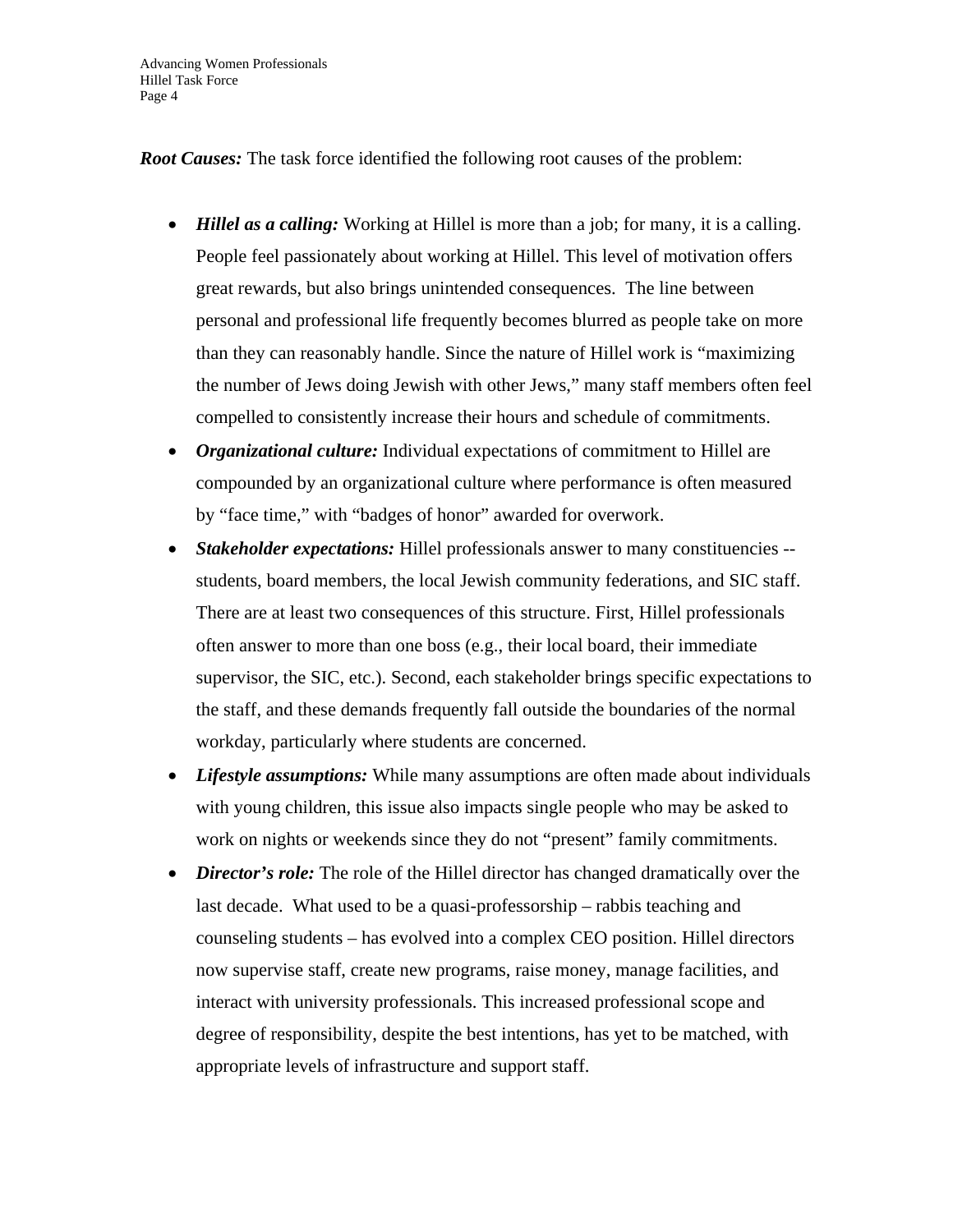***Root Causes:*** The task force identified the following root causes of the problem:

- ***Hillel as a calling:*** Working at Hillel is more than a job; for many, it is a calling. People feel passionately about working at Hillel. This level of motivation offers great rewards, but also brings unintended consequences. The line between personal and professional life frequently becomes blurred as people take on more than they can reasonably handle. Since the nature of Hillel work is "maximizing the number of Jews doing Jewish with other Jews," many staff members often feel compelled to consistently increase their hours and schedule of commitments.
- ***Organizational culture:*** Individual expectations of commitment to Hillel are compounded by an organizational culture where performance is often measured by "face time," with "badges of honor" awarded for overwork.
- ***Stakeholder expectations:*** Hillel professionals answer to many constituencies -- students, board members, the local Jewish community federations, and SIC staff. There are at least two consequences of this structure. First, Hillel professionals often answer to more than one boss (e.g., their local board, their immediate supervisor, the SIC, etc.). Second, each stakeholder brings specific expectations to the staff, and these demands frequently fall outside the boundaries of the normal workday, particularly where students are concerned.
- ***Lifestyle assumptions:*** While many assumptions are often made about individuals with young children, this issue also impacts single people who may be asked to work on nights or weekends since they do not "present" family commitments.
- ***Director's role:*** The role of the Hillel director has changed dramatically over the last decade. What used to be a quasi-professorship – rabbis teaching and counseling students – has evolved into a complex CEO position. Hillel directors now supervise staff, create new programs, raise money, manage facilities, and interact with university professionals. This increased professional scope and degree of responsibility, despite the best intentions, has yet to be matched, with appropriate levels of infrastructure and support staff.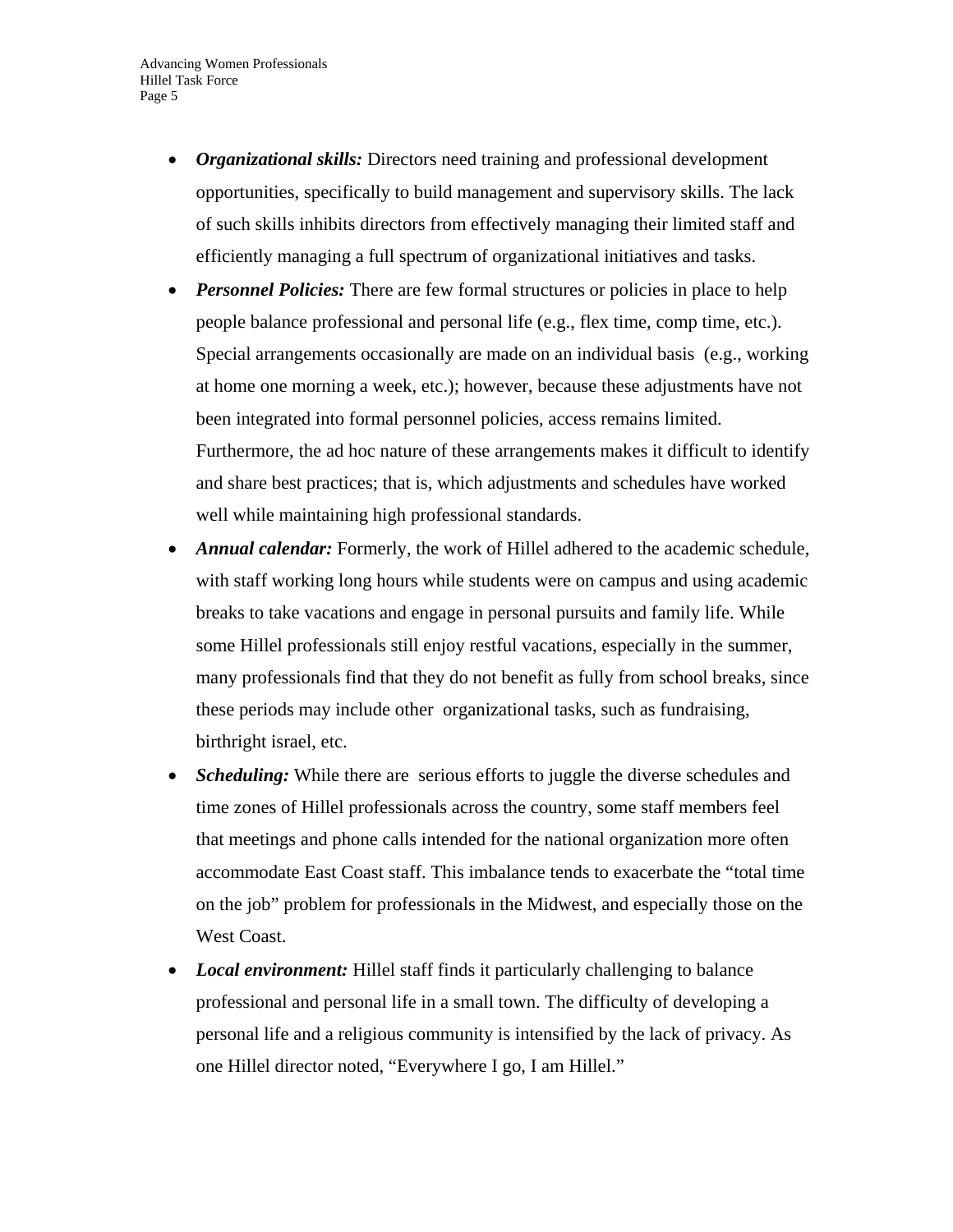- ***Organizational skills:*** Directors need training and professional development opportunities, specifically to build management and supervisory skills. The lack of such skills inhibits directors from effectively managing their limited staff and efficiently managing a full spectrum of organizational initiatives and tasks.
- ***Personnel Policies:*** There are few formal structures or policies in place to help people balance professional and personal life (e.g., flex time, comp time, etc.). Special arrangements occasionally are made on an individual basis (e.g., working at home one morning a week, etc.); however, because these adjustments have not been integrated into formal personnel policies, access remains limited. Furthermore, the ad hoc nature of these arrangements makes it difficult to identify and share best practices; that is, which adjustments and schedules have worked well while maintaining high professional standards.
- ***Annual calendar:*** Formerly, the work of Hillel adhered to the academic schedule, with staff working long hours while students were on campus and using academic breaks to take vacations and engage in personal pursuits and family life. While some Hillel professionals still enjoy restful vacations, especially in the summer, many professionals find that they do not benefit as fully from school breaks, since these periods may include other organizational tasks, such as fundraising, birthright israel, etc.
- ***Scheduling:*** While there are serious efforts to juggle the diverse schedules and time zones of Hillel professionals across the country, some staff members feel that meetings and phone calls intended for the national organization more often accommodate East Coast staff. This imbalance tends to exacerbate the "total time on the job" problem for professionals in the Midwest, and especially those on the West Coast.
- ***Local environment:*** Hillel staff finds it particularly challenging to balance professional and personal life in a small town. The difficulty of developing a personal life and a religious community is intensified by the lack of privacy. As one Hillel director noted, "Everywhere I go, I am Hillel."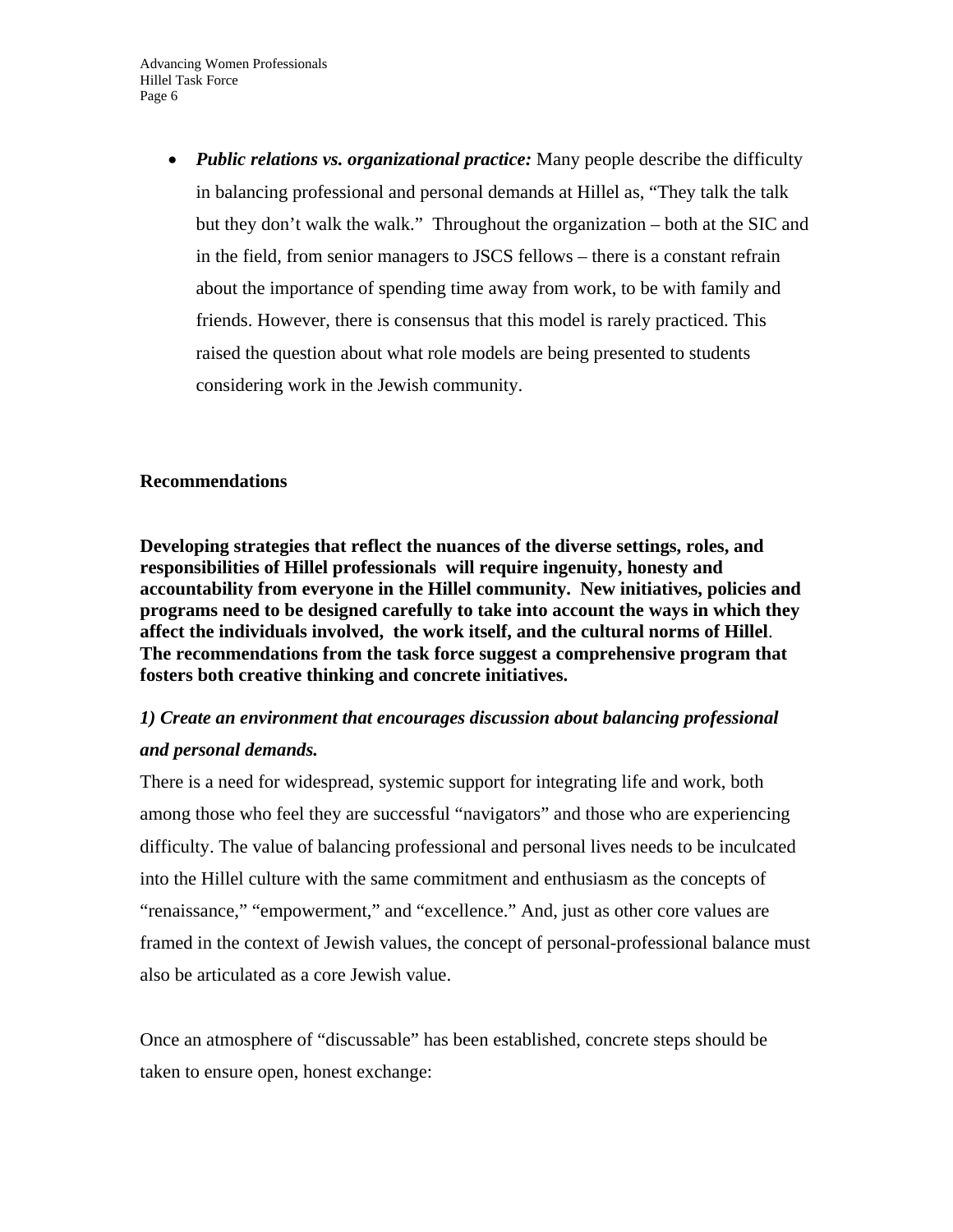- ***Public relations vs. organizational practice:*** Many people describe the difficulty in balancing professional and personal demands at Hillel as, "They talk the talk but they don't walk the walk." Throughout the organization – both at the SIC and in the field, from senior managers to JSCS fellows – there is a constant refrain about the importance of spending time away from work, to be with family and friends. However, there is consensus that this model is rarely practiced. This raised the question about what role models are being presented to students considering work in the Jewish community.

## Recommendations

**Developing strategies that reflect the nuances of the diverse settings, roles, and responsibilities of Hillel professionals will require ingenuity, honesty and accountability from everyone in the Hillel community. New initiatives, policies and programs need to be designed carefully to take into account the ways in which they affect the individuals involved, the work itself, and the cultural norms of Hillel. The recommendations from the task force suggest a comprehensive program that fosters both creative thinking and concrete initiatives.**

### *1) Create an environment that encourages discussion about balancing professional and personal demands.*

There is a need for widespread, systemic support for integrating life and work, both among those who feel they are successful "navigators" and those who are experiencing difficulty. The value of balancing professional and personal lives needs to be inculcated into the Hillel culture with the same commitment and enthusiasm as the concepts of "renaissance," "empowerment," and "excellence." And, just as other core values are framed in the context of Jewish values, the concept of personal-professional balance must also be articulated as a core Jewish value.

Once an atmosphere of "discussable" has been established, concrete steps should be taken to ensure open, honest exchange: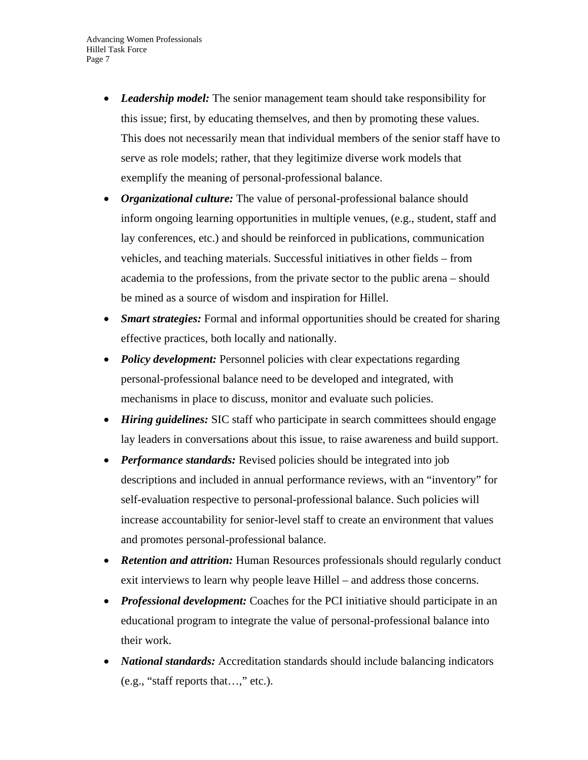- ***Leadership model:*** The senior management team should take responsibility for this issue; first, by educating themselves, and then by promoting these values. This does not necessarily mean that individual members of the senior staff have to serve as role models; rather, that they legitimize diverse work models that exemplify the meaning of personal-professional balance.
- ***Organizational culture:*** The value of personal-professional balance should inform ongoing learning opportunities in multiple venues, (e.g., student, staff and lay conferences, etc.) and should be reinforced in publications, communication vehicles, and teaching materials. Successful initiatives in other fields – from academia to the professions, from the private sector to the public arena – should be mined as a source of wisdom and inspiration for Hillel.
- ***Smart strategies:*** Formal and informal opportunities should be created for sharing effective practices, both locally and nationally.
- ***Policy development:*** Personnel policies with clear expectations regarding personal-professional balance need to be developed and integrated, with mechanisms in place to discuss, monitor and evaluate such policies.
- ***Hiring guidelines:*** SIC staff who participate in search committees should engage lay leaders in conversations about this issue, to raise awareness and build support.
- ***Performance standards:*** Revised policies should be integrated into job descriptions and included in annual performance reviews, with an "inventory" for self-evaluation respective to personal-professional balance. Such policies will increase accountability for senior-level staff to create an environment that values and promotes personal-professional balance.
- ***Retention and attrition:*** Human Resources professionals should regularly conduct exit interviews to learn why people leave Hillel – and address those concerns.
- ***Professional development:*** Coaches for the PCI initiative should participate in an educational program to integrate the value of personal-professional balance into their work.
- ***National standards:*** Accreditation standards should include balancing indicators (e.g., "staff reports that…," etc.).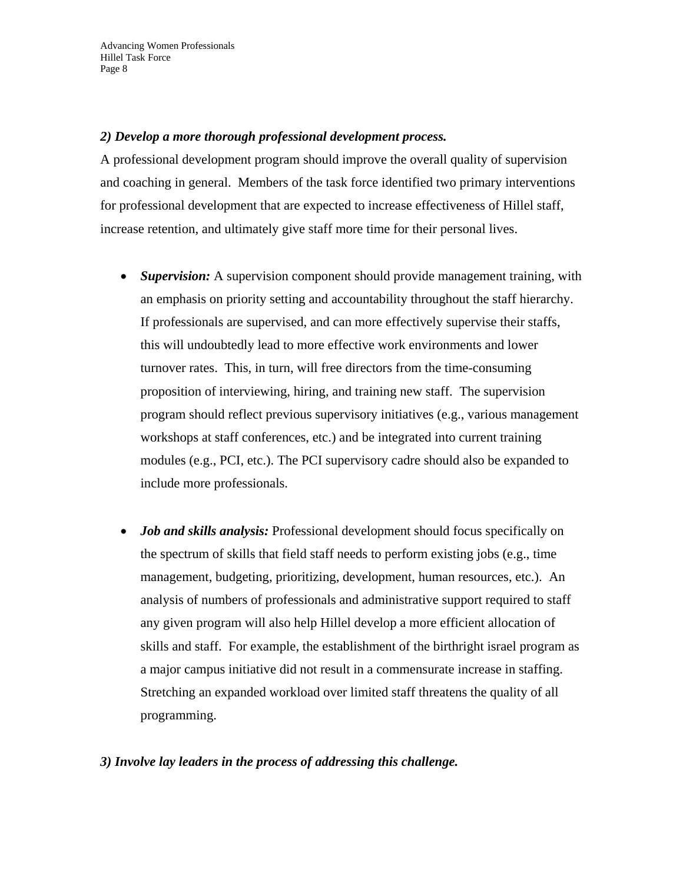***2) Develop a more thorough professional development process.***

A professional development program should improve the overall quality of supervision and coaching in general. Members of the task force identified two primary interventions for professional development that are expected to increase effectiveness of Hillel staff, increase retention, and ultimately give staff more time for their personal lives.

- ***Supervision:*** A supervision component should provide management training, with an emphasis on priority setting and accountability throughout the staff hierarchy. If professionals are supervised, and can more effectively supervise their staffs, this will undoubtedly lead to more effective work environments and lower turnover rates. This, in turn, will free directors from the time-consuming proposition of interviewing, hiring, and training new staff. The supervision program should reflect previous supervisory initiatives (e.g., various management workshops at staff conferences, etc.) and be integrated into current training modules (e.g., PCI, etc.). The PCI supervisory cadre should also be expanded to include more professionals.

- ***Job and skills analysis:*** Professional development should focus specifically on the spectrum of skills that field staff needs to perform existing jobs (e.g., time management, budgeting, prioritizing, development, human resources, etc.). An analysis of numbers of professionals and administrative support required to staff any given program will also help Hillel develop a more efficient allocation of skills and staff. For example, the establishment of the birthright israel program as a major campus initiative did not result in a commensurate increase in staffing. Stretching an expanded workload over limited staff threatens the quality of all programming.

***3) Involve lay leaders in the process of addressing this challenge.***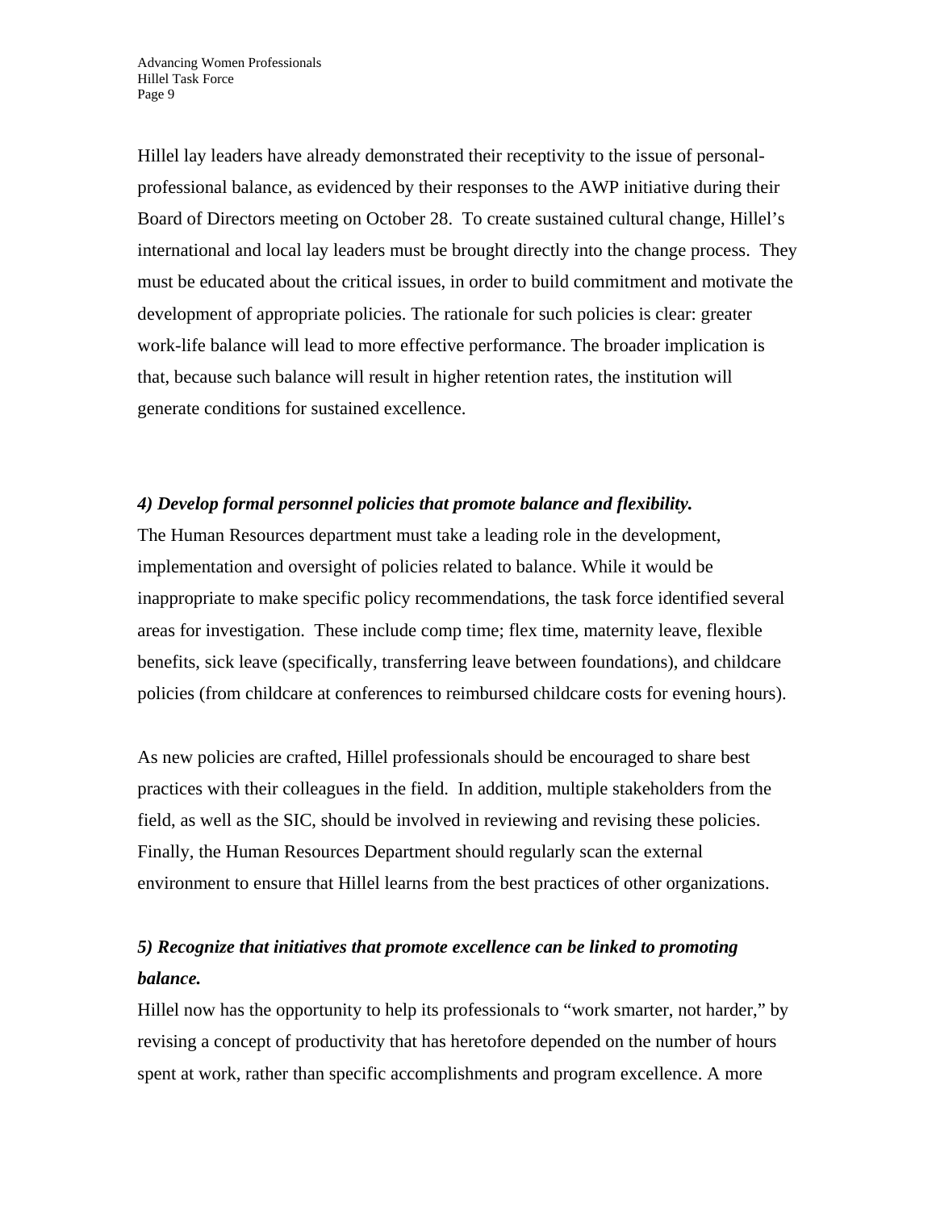Hillel lay leaders have already demonstrated their receptivity to the issue of personal-professional balance, as evidenced by their responses to the AWP initiative during their Board of Directors meeting on October 28. To create sustained cultural change, Hillel's international and local lay leaders must be brought directly into the change process. They must be educated about the critical issues, in order to build commitment and motivate the development of appropriate policies. The rationale for such policies is clear: greater work-life balance will lead to more effective performance. The broader implication is that, because such balance will result in higher retention rates, the institution will generate conditions for sustained excellence.

***4) Develop formal personnel policies that promote balance and flexibility.***

The Human Resources department must take a leading role in the development, implementation and oversight of policies related to balance. While it would be inappropriate to make specific policy recommendations, the task force identified several areas for investigation. These include comp time; flex time, maternity leave, flexible benefits, sick leave (specifically, transferring leave between foundations), and childcare policies (from childcare at conferences to reimbursed childcare costs for evening hours).

As new policies are crafted, Hillel professionals should be encouraged to share best practices with their colleagues in the field. In addition, multiple stakeholders from the field, as well as the SIC, should be involved in reviewing and revising these policies. Finally, the Human Resources Department should regularly scan the external environment to ensure that Hillel learns from the best practices of other organizations.

***5) Recognize that initiatives that promote excellence can be linked to promoting balance.***

Hillel now has the opportunity to help its professionals to "work smarter, not harder," by revising a concept of productivity that has heretofore depended on the number of hours spent at work, rather than specific accomplishments and program excellence. A more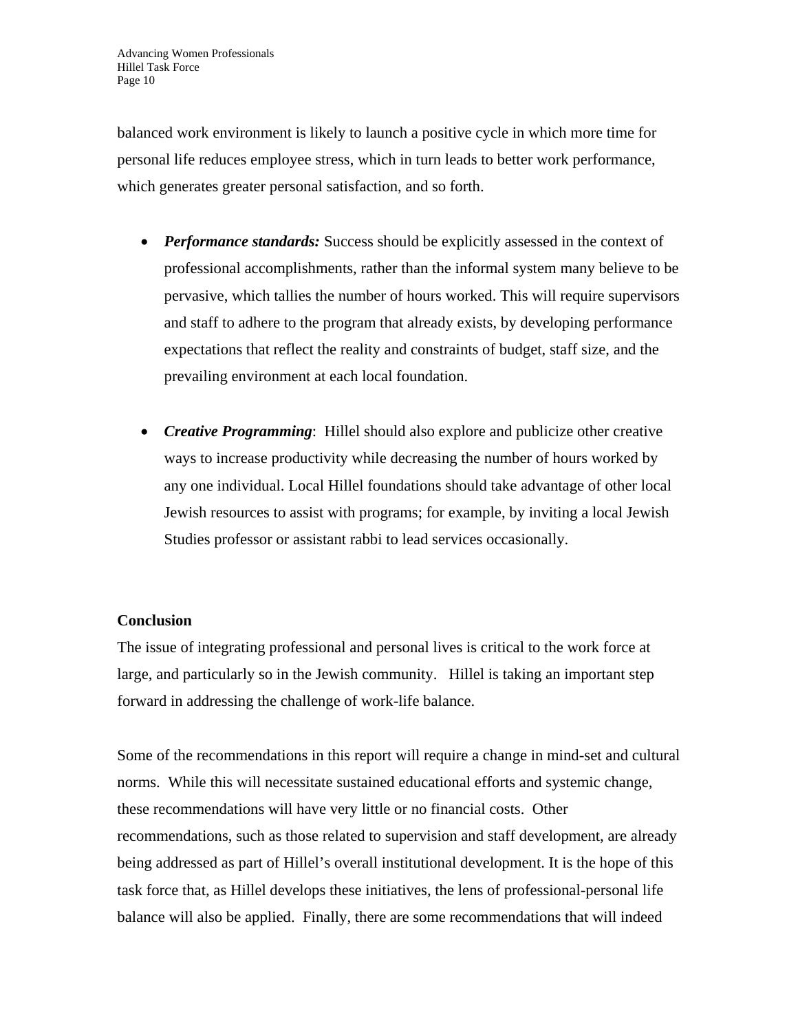balanced work environment is likely to launch a positive cycle in which more time for personal life reduces employee stress, which in turn leads to better work performance, which generates greater personal satisfaction, and so forth.

- ***Performance standards:*** Success should be explicitly assessed in the context of professional accomplishments, rather than the informal system many believe to be pervasive, which tallies the number of hours worked. This will require supervisors and staff to adhere to the program that already exists, by developing performance expectations that reflect the reality and constraints of budget, staff size, and the prevailing environment at each local foundation.

- ***Creative Programming***: Hillel should also explore and publicize other creative ways to increase productivity while decreasing the number of hours worked by any one individual. Local Hillel foundations should take advantage of other local Jewish resources to assist with programs; for example, by inviting a local Jewish Studies professor or assistant rabbi to lead services occasionally.

**Conclusion**

The issue of integrating professional and personal lives is critical to the work force at large, and particularly so in the Jewish community. Hillel is taking an important step forward in addressing the challenge of work-life balance.

Some of the recommendations in this report will require a change in mind-set and cultural norms. While this will necessitate sustained educational efforts and systemic change, these recommendations will have very little or no financial costs. Other recommendations, such as those related to supervision and staff development, are already being addressed as part of Hillel's overall institutional development. It is the hope of this task force that, as Hillel develops these initiatives, the lens of professional-personal life balance will also be applied. Finally, there are some recommendations that will indeed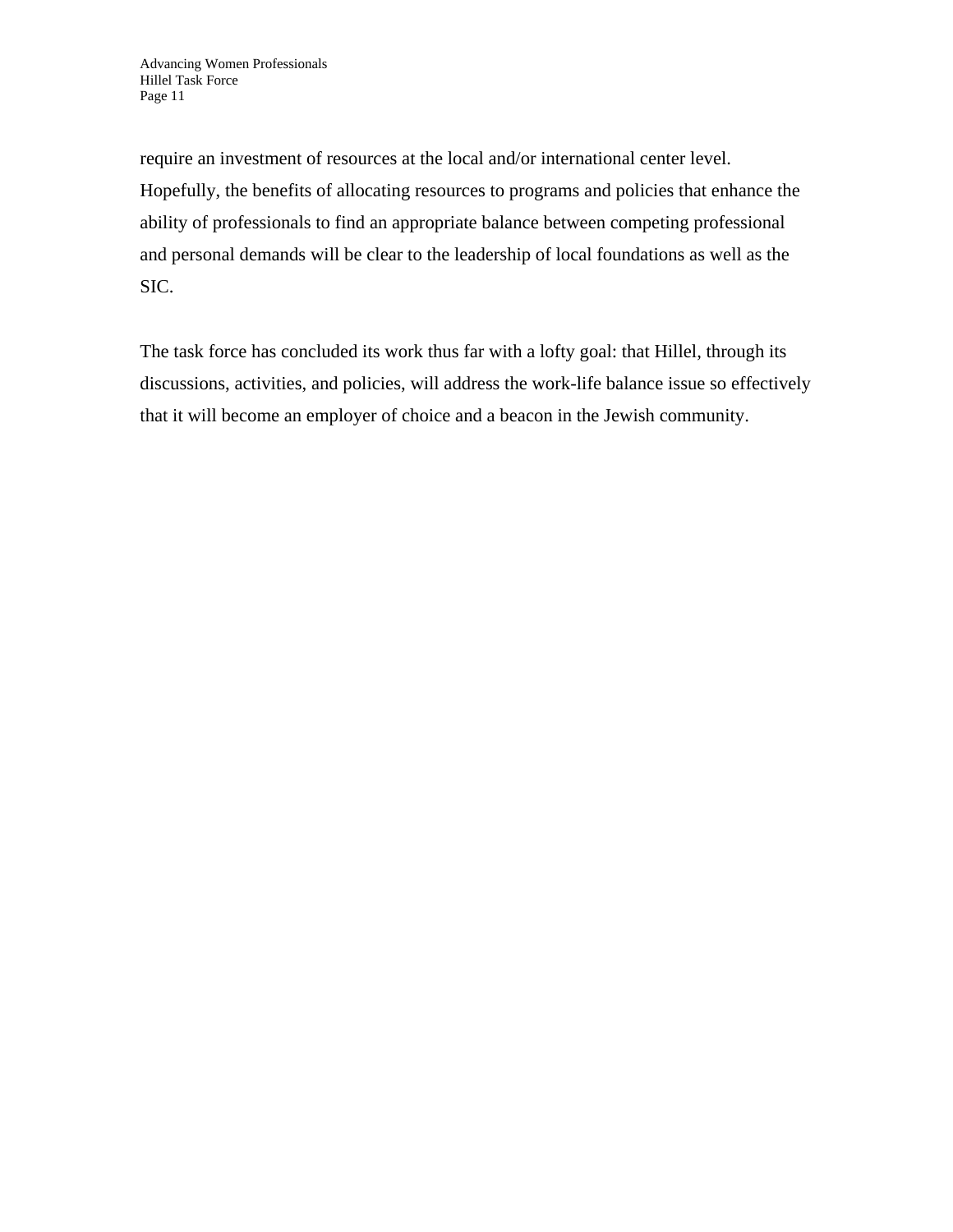require an investment of resources at the local and/or international center level. Hopefully, the benefits of allocating resources to programs and policies that enhance the ability of professionals to find an appropriate balance between competing professional and personal demands will be clear to the leadership of local foundations as well as the SIC.

The task force has concluded its work thus far with a lofty goal: that Hillel, through its discussions, activities, and policies, will address the work-life balance issue so effectively that it will become an employer of choice and a beacon in the Jewish community.